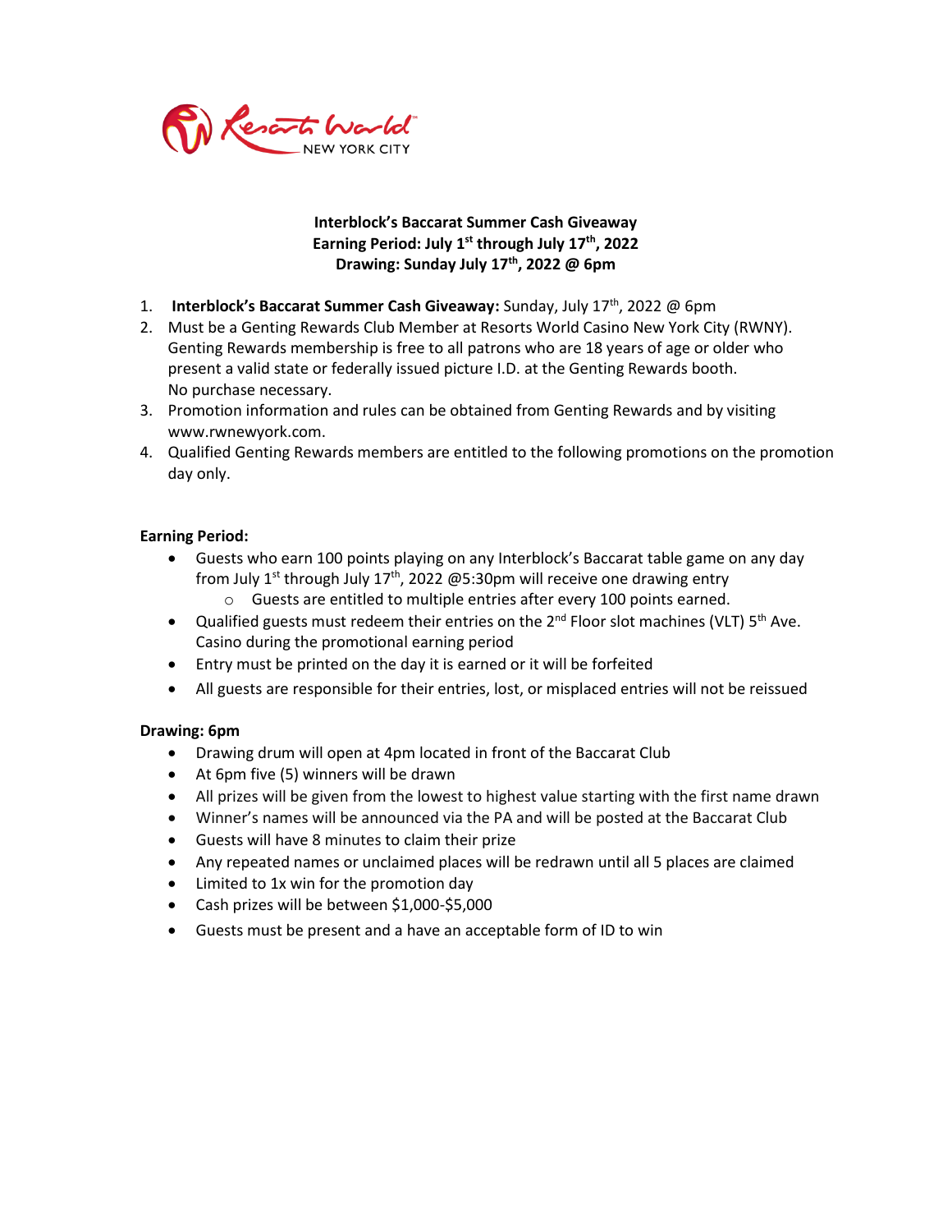Resorts World NEW YORK CITY

**Interblock's Baccarat Summer Cash Giveaway**
**Earning Period: July 1st through July 17th, 2022**
**Drawing: Sunday July 17th, 2022 @ 6pm**

1. **Interblock's Baccarat Summer Cash Giveaway:** Sunday, July 17th, 2022 @ 6pm
2. Must be a Genting Rewards Club Member at Resorts World Casino New York City (RWNY). Genting Rewards membership is free to all patrons who are 18 years of age or older who present a valid state or federally issued picture I.D. at the Genting Rewards booth. No purchase necessary.
3. Promotion information and rules can be obtained from Genting Rewards and by visiting www.rwnewyork.com.
4. Qualified Genting Rewards members are entitled to the following promotions on the promotion day only.

**Earning Period:**

- Guests who earn 100 points playing on any Interblock's Baccarat table game on any day from July 1st through July 17th, 2022 @5:30pm will receive one drawing entry
  - Guests are entitled to multiple entries after every 100 points earned.
- Qualified guests must redeem their entries on the 2nd Floor slot machines (VLT) 5th Ave. Casino during the promotional earning period
- Entry must be printed on the day it is earned or it will be forfeited
- All guests are responsible for their entries, lost, or misplaced entries will not be reissued

**Drawing: 6pm**

- Drawing drum will open at 4pm located in front of the Baccarat Club
- At 6pm five (5) winners will be drawn
- All prizes will be given from the lowest to highest value starting with the first name drawn
- Winner's names will be announced via the PA and will be posted at the Baccarat Club
- Guests will have 8 minutes to claim their prize
- Any repeated names or unclaimed places will be redrawn until all 5 places are claimed
- Limited to 1x win for the promotion day
- Cash prizes will be between $1,000-$5,000
- Guests must be present and a have an acceptable form of ID to win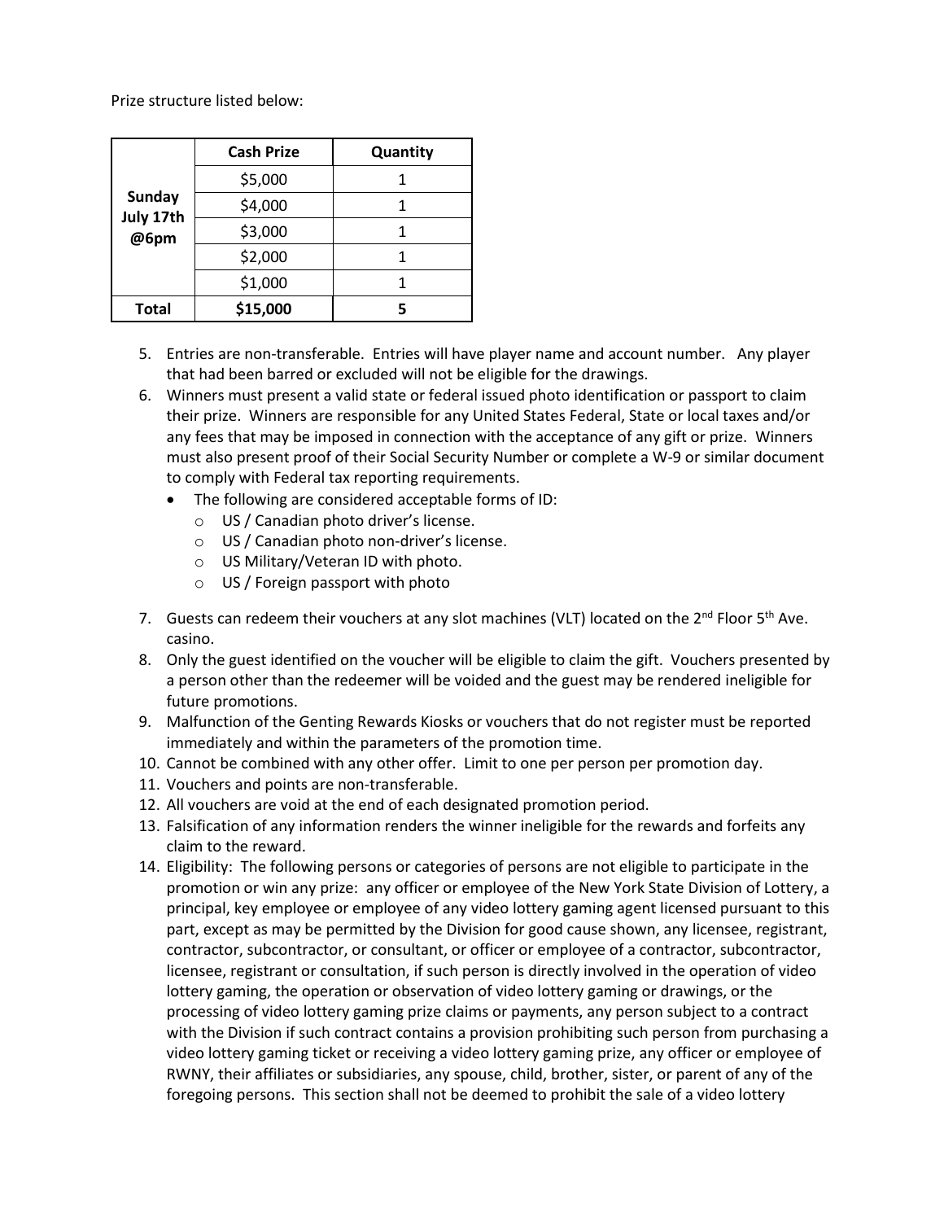Prize structure listed below:

| | Cash Prize | Quantity |
|---|---|---|
| **Sunday July 17th @6pm** | $5,000 | 1 |
| | $4,000 | 1 |
| | $3,000 | 1 |
| | $2,000 | 1 |
| | $1,000 | 1 |
| **Total** | **$15,000** | **5** |

5. Entries are non-transferable. Entries will have player name and account number. Any player that had been barred or excluded will not be eligible for the drawings.
6. Winners must present a valid state or federal issued photo identification or passport to claim their prize. Winners are responsible for any United States Federal, State or local taxes and/or any fees that may be imposed in connection with the acceptance of any gift or prize. Winners must also present proof of their Social Security Number or complete a W-9 or similar document to comply with Federal tax reporting requirements.
   - The following are considered acceptable forms of ID:
     - US / Canadian photo driver's license.
     - US / Canadian photo non-driver's license.
     - US Military/Veteran ID with photo.
     - US / Foreign passport with photo
7. Guests can redeem their vouchers at any slot machines (VLT) located on the 2nd Floor 5th Ave. casino.
8. Only the guest identified on the voucher will be eligible to claim the gift. Vouchers presented by a person other than the redeemer will be voided and the guest may be rendered ineligible for future promotions.
9. Malfunction of the Genting Rewards Kiosks or vouchers that do not register must be reported immediately and within the parameters of the promotion time.
10. Cannot be combined with any other offer. Limit to one per person per promotion day.
11. Vouchers and points are non-transferable.
12. All vouchers are void at the end of each designated promotion period.
13. Falsification of any information renders the winner ineligible for the rewards and forfeits any claim to the reward.
14. Eligibility: The following persons or categories of persons are not eligible to participate in the promotion or win any prize: any officer or employee of the New York State Division of Lottery, a principal, key employee or employee of any video lottery gaming agent licensed pursuant to this part, except as may be permitted by the Division for good cause shown, any licensee, registrant, contractor, subcontractor, or consultant, or officer or employee of a contractor, subcontractor, licensee, registrant or consultation, if such person is directly involved in the operation of video lottery gaming, the operation or observation of video lottery gaming or drawings, or the processing of video lottery gaming prize claims or payments, any person subject to a contract with the Division if such contract contains a provision prohibiting such person from purchasing a video lottery gaming ticket or receiving a video lottery gaming prize, any officer or employee of RWNY, their affiliates or subsidiaries, any spouse, child, brother, sister, or parent of any of the foregoing persons. This section shall not be deemed to prohibit the sale of a video lottery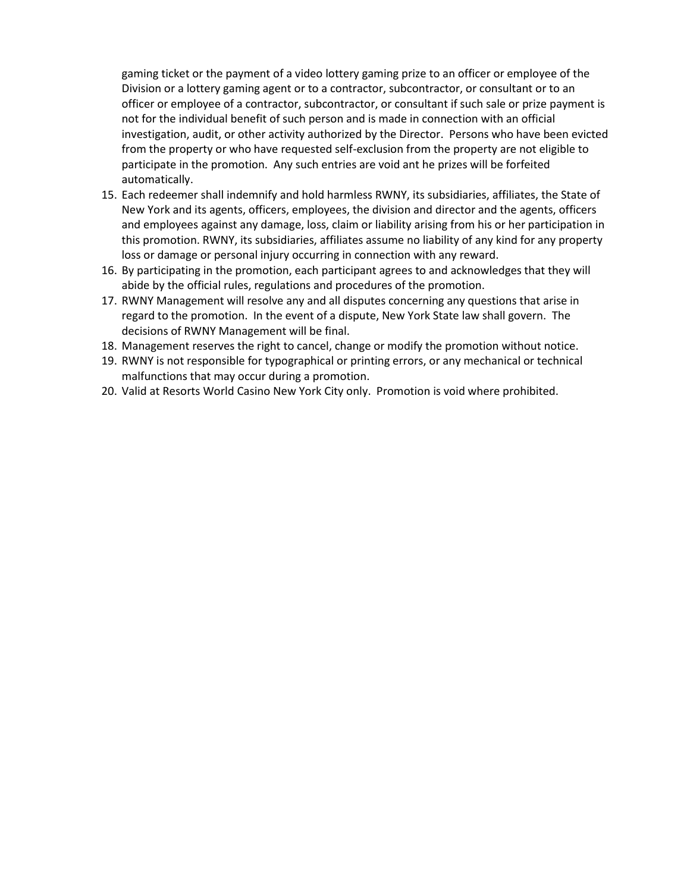gaming ticket or the payment of a video lottery gaming prize to an officer or employee of the Division or a lottery gaming agent or to a contractor, subcontractor, or consultant or to an officer or employee of a contractor, subcontractor, or consultant if such sale or prize payment is not for the individual benefit of such person and is made in connection with an official investigation, audit, or other activity authorized by the Director. Persons who have been evicted from the property or who have requested self-exclusion from the property are not eligible to participate in the promotion. Any such entries are void ant he prizes will be forfeited automatically.

15. Each redeemer shall indemnify and hold harmless RWNY, its subsidiaries, affiliates, the State of New York and its agents, officers, employees, the division and director and the agents, officers and employees against any damage, loss, claim or liability arising from his or her participation in this promotion. RWNY, its subsidiaries, affiliates assume no liability of any kind for any property loss or damage or personal injury occurring in connection with any reward.
16. By participating in the promotion, each participant agrees to and acknowledges that they will abide by the official rules, regulations and procedures of the promotion.
17. RWNY Management will resolve any and all disputes concerning any questions that arise in regard to the promotion. In the event of a dispute, New York State law shall govern. The decisions of RWNY Management will be final.
18. Management reserves the right to cancel, change or modify the promotion without notice.
19. RWNY is not responsible for typographical or printing errors, or any mechanical or technical malfunctions that may occur during a promotion.
20. Valid at Resorts World Casino New York City only. Promotion is void where prohibited.